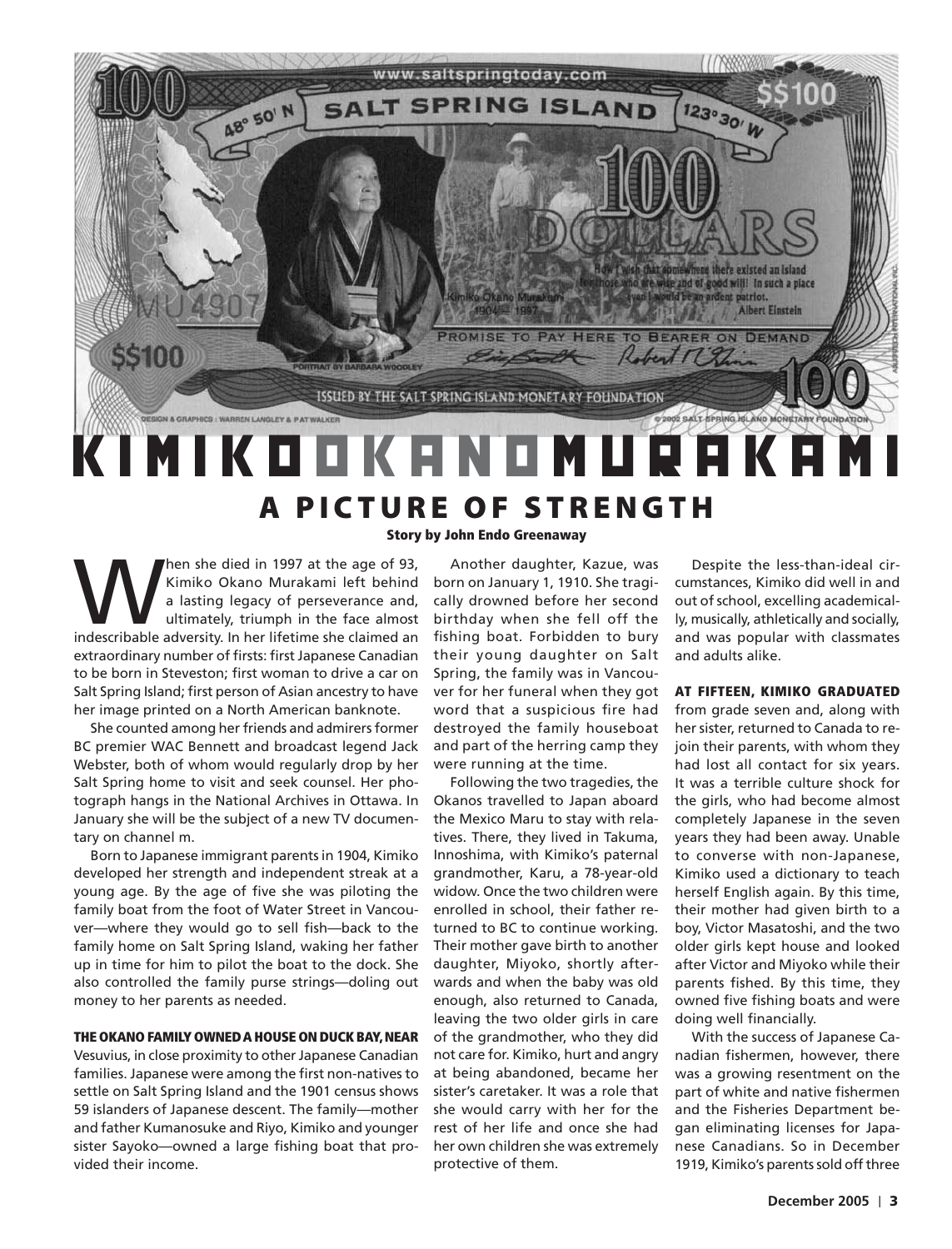# KIMIKO OKANO MURAKAMI

## A PICTURE OF STRENGTH

**Story by John Endo Greenaway**

When she died in 1997 at the age of 93, Kimiko Okano Murakami left behind a lasting legacy of perseverance and, ultimately, triumph in the face almost indescribable adversity. In her lifetime she claimed an extraordinary number of firsts: first Japanese Canadian to be born in Steveston; first woman to drive a car on Salt Spring Island; first person of Asian ancestry to have her image printed on a North American banknote.

She counted among her friends and admirers former BC premier WAC Bennett and broadcast legend Jack Webster, both of whom would regularly drop by her Salt Spring home to visit and seek counsel. Her photograph hangs in the National Archives in Ottawa. In January she will be the subject of a new TV documentary on channel m.

Born to Japanese immigrant parents in 1904, Kimiko developed her strength and independent streak at a young age. By the age of five she was piloting the family boat from the foot of Water Street in Vancouver—where they would go to sell fish—back to the family home on Salt Spring Island, waking her father up in time for him to pilot the boat to the dock. She also controlled the family purse strings—doling out money to her parents as needed.

**THE OKANO FAMILY OWNED A HOUSE ON DUCK BAY, NEAR** Vesuvius, in close proximity to other Japanese Canadian families. Japanese were among the first non-natives to settle on Salt Spring Island and the 1901 census shows 59 islanders of Japanese descent. The family—mother and father Kumanosuke and Riyo, Kimiko and younger sister Sayoko—owned a large fishing boat that provided their income.

Another daughter, Kazue, was born on January 1, 1910. She tragically drowned before her second birthday when she fell off the fishing boat. Forbidden to bury their young daughter on Salt Spring, the family was in Vancouver for her funeral when they got word that a suspicious fire had destroyed the family houseboat and part of the herring camp they were running at the time.

Following the two tragedies, the Okanos travelled to Japan aboard the Mexico Maru to stay with relatives. There, they lived in Takuma, Innoshima, with Kimiko's paternal grandmother, Karu, a 78-year-old widow. Once the two children were enrolled in school, their father returned to BC to continue working. Their mother gave birth to another daughter, Miyoko, shortly afterwards and when the baby was old enough, also returned to Canada, leaving the two older girls in care of the grandmother, who they did not care for. Kimiko, hurt and angry at being abandoned, became her sister's caretaker. It was a role that she would carry with her for the rest of her life and once she had her own children she was extremely protective of them.

Despite the less-than-ideal circumstances, Kimiko did well in and out of school, excelling academically, musically, athletically and socially, and was popular with classmates and adults alike.

**AT FIFTEEN, KIMIKO GRADUATED** from grade seven and, along with her sister, returned to Canada to rejoin their parents, with whom they had lost all contact for six years. It was a terrible culture shock for the girls, who had become almost completely Japanese in the seven years they had been away. Unable to converse with non-Japanese, Kimiko used a dictionary to teach herself English again. By this time, their mother had given birth to a boy, Victor Masatoshi, and the two older girls kept house and looked after Victor and Miyoko while their parents fished. By this time, they owned five fishing boats and were doing well financially.

With the success of Japanese Canadian fishermen, however, there was a growing resentment on the part of white and native fishermen and the Fisheries Department began eliminating licenses for Japanese Canadians. So in December 1919, Kimiko's parents sold off three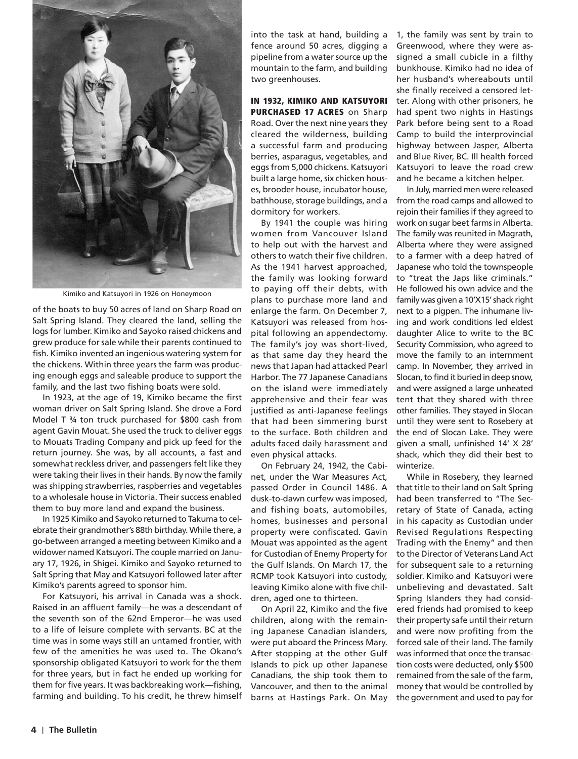Kimiko and Katsuyori in 1926 on Honeymoon

of the boats to buy 50 acres of land on Sharp Road on Salt Spring Island. They cleared the land, selling the logs for lumber. Kimiko and Sayoko raised chickens and grew produce for sale while their parents continued to fish. Kimiko invented an ingenious watering system for the chickens. Within three years the farm was producing enough eggs and saleable produce to support the family, and the last two fishing boats were sold.

In 1923, at the age of 19, Kimiko became the first woman driver on Salt Spring Island. She drove a Ford Model T ¾ ton truck purchased for $800 cash from agent Gavin Mouat. She used the truck to deliver eggs to Mouats Trading Company and pick up feed for the return journey. She was, by all accounts, a fast and somewhat reckless driver, and passengers felt like they were taking their lives in their hands. By now the family was shipping strawberries, raspberries and vegetables to a wholesale house in Victoria. Their success enabled them to buy more land and expand the business.

In 1925 Kimiko and Sayoko returned to Takuma to celebrate their grandmother's 88th birthday. While there, a go-between arranged a meeting between Kimiko and a widower named Katsuyori. The couple married on January 17, 1926, in Shigei. Kimiko and Sayoko returned to Salt Spring that May and Katsuyori followed later after Kimiko's parents agreed to sponsor him.

For Katsuyori, his arrival in Canada was a shock. Raised in an affluent family—he was a descendant of the seventh son of the 62nd Emperor—he was used to a life of leisure complete with servants. BC at the time was in some ways still an untamed frontier, with few of the amenities he was used to. The Okano's sponsorship obligated Katsuyori to work for the them for three years, but in fact he ended up working for them for five years. It was backbreaking work—fishing, farming and building. To his credit, he threw himself into the task at hand, building a fence around 50 acres, digging a pipeline from a water source up the mountain to the farm, and building two greenhouses.

**IN 1932, KIMIKO AND KATSUYORI PURCHASED 17 ACRES** on Sharp Road. Over the next nine years they cleared the wilderness, building a successful farm and producing berries, asparagus, vegetables, and eggs from 5,000 chickens. Katsuyori built a large home, six chicken houses, brooder house, incubator house, bathhouse, storage buildings, and a dormitory for workers.

By 1941 the couple was hiring women from Vancouver Island to help out with the harvest and others to watch their five children. As the 1941 harvest approached, the family was looking forward to paying off their debts, with plans to purchase more land and enlarge the farm. On December 7, Katsuyori was released from hospital following an appendectomy. The family's joy was short-lived, as that same day they heard the news that Japan had attacked Pearl Harbor. The 77 Japanese Canadians on the island were immediately apprehensive and their fear was justified as anti-Japanese feelings that had been simmering burst to the surface. Both children and adults faced daily harassment and even physical attacks.

On February 24, 1942, the Cabinet, under the War Measures Act, passed Order in Council 1486. A dusk-to-dawn curfew was imposed, and fishing boats, automobiles, homes, businesses and personal property were confiscated. Gavin Mouat was appointed as the agent for Custodian of Enemy Property for the Gulf Islands. On March 17, the RCMP took Katsuyori into custody, leaving Kimiko alone with five children, aged one to thirteen.

On April 22, Kimiko and the five children, along with the remaining Japanese Canadian islanders, were put aboard the Princess Mary. After stopping at the other Gulf Islands to pick up other Japanese Canadians, the ship took them to Vancouver, and then to the animal barns at Hastings Park. On May 1, the family was sent by train to Greenwood, where they were assigned a small cubicle in a filthy bunkhouse. Kimiko had no idea of her husband's whereabouts until she finally received a censored letter. Along with other prisoners, he had spent two nights in Hastings Park before being sent to a Road Camp to build the interprovincial highway between Jasper, Alberta and Blue River, BC. Ill health forced Katsuyori to leave the road crew and he became a kitchen helper.

In July, married men were released from the road camps and allowed to rejoin their families if they agreed to work on sugar beet farms in Alberta. The family was reunited in Magrath, Alberta where they were assigned to a farmer with a deep hatred of Japanese who told the townspeople to "treat the Japs like criminals." He followed his own advice and the family was given a 10'X15' shack right next to a pigpen. The inhumane living and work conditions led eldest daughter Alice to write to the BC Security Commission, who agreed to move the family to an internment camp. In November, they arrived in Slocan, to find it buried in deep snow, and were assigned a large unheated tent that they shared with three other families. They stayed in Slocan until they were sent to Rosebery at the end of Slocan Lake. They were given a small, unfinished 14' X 28' shack, which they did their best to winterize.

While in Rosebery, they learned that title to their land on Salt Spring had been transferred to "The Secretary of State of Canada, acting in his capacity as Custodian under Revised Regulations Respecting Trading with the Enemy" and then to the Director of Veterans Land Act for subsequent sale to a returning soldier. Kimiko and Katsuyori were unbelieving and devastated. Salt Spring Islanders they had considered friends had promised to keep their property safe until their return and were now profiting from the forced sale of their land. The family was informed that once the transaction costs were deducted, only $500 remained from the sale of the farm, money that would be controlled by the government and used to pay for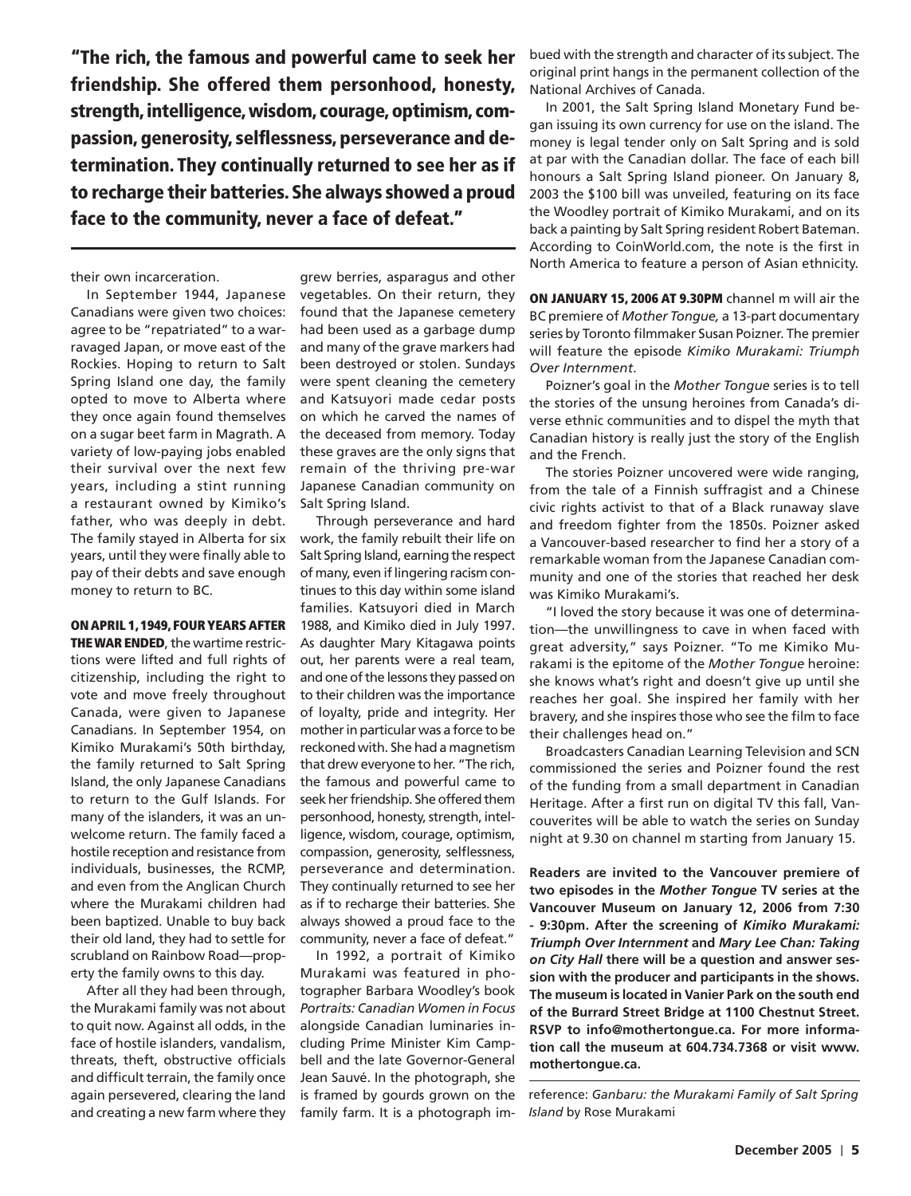**"The rich, the famous and powerful came to seek her friendship. She offered them personhood, honesty, strength, intelligence, wisdom, courage, optimism, compassion, generosity, selflessness, perseverance and determination. They continually returned to see her as if to recharge their batteries. She always showed a proud face to the community, never a face of defeat."**

their own incarceration.

In September 1944, Japanese Canadians were given two choices: agree to be "repatriated" to a war-ravaged Japan, or move east of the Rockies. Hoping to return to Salt Spring Island one day, the family opted to move to Alberta where they once again found themselves on a sugar beet farm in Magrath. A variety of low-paying jobs enabled their survival over the next few years, including a stint running a restaurant owned by Kimiko's father, who was deeply in debt. The family stayed in Alberta for six years, until they were finally able to pay of their debts and save enough money to return to BC.

**ON APRIL 1, 1949, FOUR YEARS AFTER THE WAR ENDED**, the wartime restrictions were lifted and full rights of citizenship, including the right to vote and move freely throughout Canada, were given to Japanese Canadians. In September 1954, on Kimiko Murakami's 50th birthday, the family returned to Salt Spring Island, the only Japanese Canadians to return to the Gulf Islands. For many of the islanders, it was an unwelcome return. The family faced a hostile reception and resistance from individuals, businesses, the RCMP, and even from the Anglican Church where the Murakami children had been baptized. Unable to buy back their old land, they had to settle for scrubland on Rainbow Road—property the family owns to this day.

After all they had been through, the Murakami family was not about to quit now. Against all odds, in the face of hostile islanders, vandalism, threats, theft, obstructive officials and difficult terrain, the family once again persevered, clearing the land and creating a new farm where they grew berries, asparagus and other vegetables. On their return, they found that the Japanese cemetery had been used as a garbage dump and many of the grave markers had been destroyed or stolen. Sundays were spent cleaning the cemetery and Katsuyori made cedar posts on which he carved the names of the deceased from memory. Today these graves are the only signs that remain of the thriving pre-war Japanese Canadian community on Salt Spring Island.

Through perseverance and hard work, the family rebuilt their life on Salt Spring Island, earning the respect of many, even if lingering racism continues to this day within some island families. Katsuyori died in March 1988, and Kimiko died in July 1997. As daughter Mary Kitagawa points out, her parents were a real team, and one of the lessons they passed on to their children was the importance of loyalty, pride and integrity. Her mother in particular was a force to be reckoned with. She had a magnetism that drew everyone to her. "The rich, the famous and powerful came to seek her friendship. She offered them personhood, honesty, strength, intelligence, wisdom, courage, optimism, compassion, generosity, selflessness, perseverance and determination. They continually returned to see her as if to recharge their batteries. She always showed a proud face to the community, never a face of defeat."

In 1992, a portrait of Kimiko Murakami was featured in photographer Barbara Woodley's book *Portraits: Canadian Women in Focus* alongside Canadian luminaries including Prime Minister Kim Campbell and the late Governor-General Jean Sauvé. In the photograph, she is framed by gourds grown on the family farm. It is a photograph imbued with the strength and character of its subject. The original print hangs in the permanent collection of the National Archives of Canada.

In 2001, the Salt Spring Island Monetary Fund began issuing its own currency for use on the island. The money is legal tender only on Salt Spring and is sold at par with the Canadian dollar. The face of each bill honours a Salt Spring Island pioneer. On January 8, 2003 the $100 bill was unveiled, featuring on its face the Woodley portrait of Kimiko Murakami, and on its back a painting by Salt Spring resident Robert Bateman. According to CoinWorld.com, the note is the first in North America to feature a person of Asian ethnicity.

**ON JANUARY 15, 2006 AT 9.30PM** channel m will air the BC premiere of *Mother Tongue,* a 13-part documentary series by Toronto filmmaker Susan Poizner. The premier will feature the episode *Kimiko Murakami: Triumph Over Internment*.

Poizner's goal in the *Mother Tongue* series is to tell the stories of the unsung heroines from Canada's diverse ethnic communities and to dispel the myth that Canadian history is really just the story of the English and the French.

The stories Poizner uncovered were wide ranging, from the tale of a Finnish suffragist and a Chinese civic rights activist to that of a Black runaway slave and freedom fighter from the 1850s. Poizner asked a Vancouver-based researcher to find her a story of a remarkable woman from the Japanese Canadian community and one of the stories that reached her desk was Kimiko Murakami's.

"I loved the story because it was one of determination—the unwillingness to cave in when faced with great adversity," says Poizner. "To me Kimiko Murakami is the epitome of the *Mother Tongue* heroine: she knows what's right and doesn't give up until she reaches her goal. She inspired her family with her bravery, and she inspires those who see the film to face their challenges head on."

Broadcasters Canadian Learning Television and SCN commissioned the series and Poizner found the rest of the funding from a small department in Canadian Heritage. After a first run on digital TV this fall, Vancouverites will be able to watch the series on Sunday night at 9.30 on channel m starting from January 15.

**Readers are invited to the Vancouver premiere of two episodes in the *Mother Tongue* TV series at the Vancouver Museum on January 12, 2006 from 7:30 - 9:30pm. After the screening of *Kimiko Murakami: Triumph Over Internment* and *Mary Lee Chan: Taking on City Hall* there will be a question and answer session with the producer and participants in the shows. The museum is located in Vanier Park on the south end of the Burrard Street Bridge at 1100 Chestnut Street. RSVP to info@mothertongue.ca. For more information call the museum at 604.734.7368 or visit www.mothertongue.ca.**

reference: *Ganbaru: the Murakami Family of Salt Spring Island* by Rose Murakami